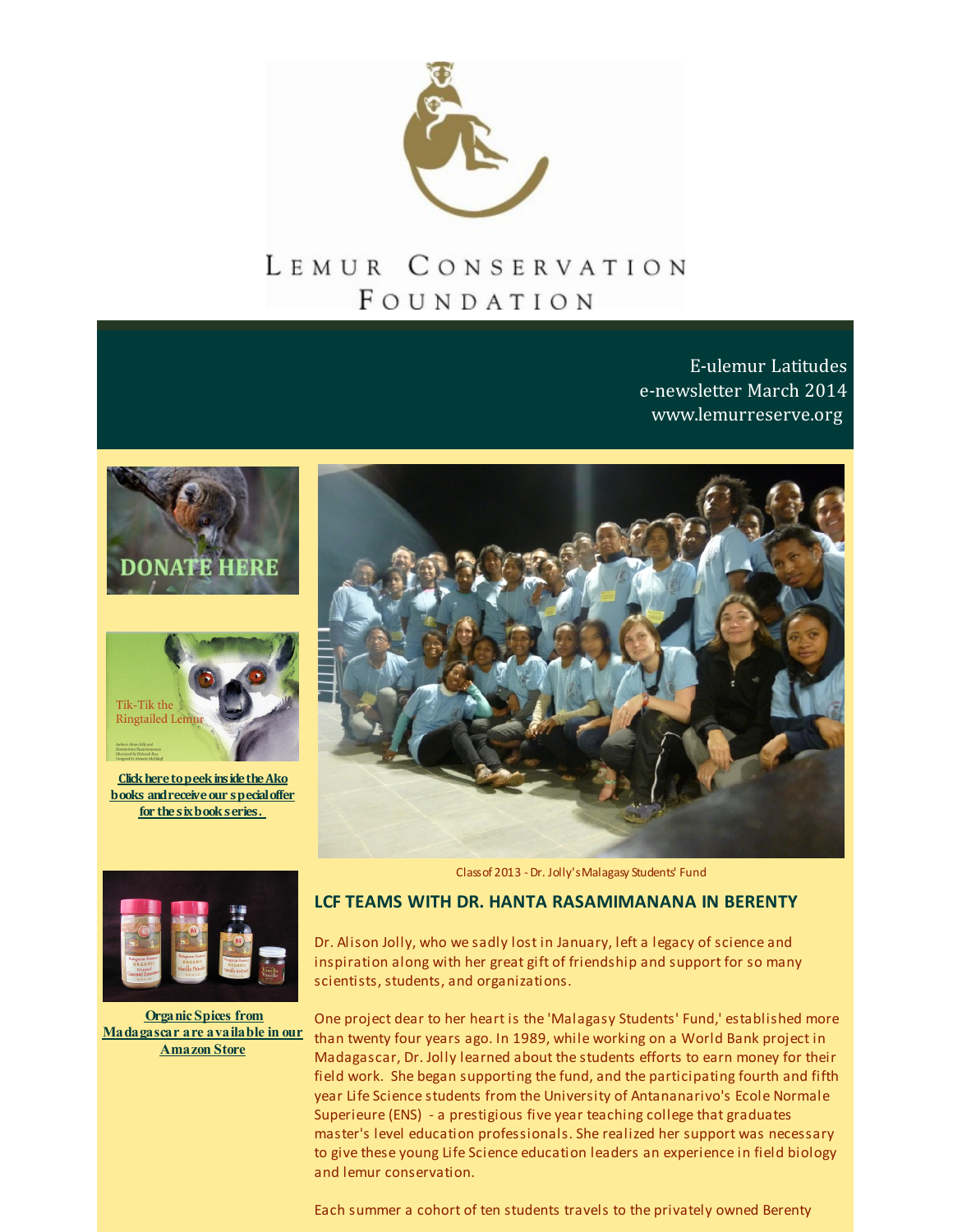# LEMUR CONSERVATION FOUNDATION

E-ulemur Latitudes
e-newsletter March 2014
www.lemurreserve.org

DONATE HERE

Tik-Tik the Ringtailed Lemur

**Click here to peek inside the Ako books and receive our special offer for the six book series.**

**Organic Spices from Madagascar are available in our Amazon Store**

Class of 2013 - Dr. Jolly's Malagasy Students' Fund

## LCF TEAMS WITH DR. HANTA RASAMIMANANA IN BERENTY

Dr. Alison Jolly, who we sadly lost in January, left a legacy of science and inspiration along with her great gift of friendship and support for so many scientists, students, and organizations.

One project dear to her heart is the 'Malagasy Students' Fund,' established more than twenty four years ago. In 1989, while working on a World Bank project in Madagascar, Dr. Jolly learned about the students efforts to earn money for their field work. She began supporting the fund, and the participating fourth and fifth year Life Science students from the University of Antananarivo's Ecole Normale Superieure (ENS) - a prestigious five year teaching college that graduates master's level education professionals. She realized her support was necessary to give these young Life Science education leaders an experience in field biology and lemur conservation.

Each summer a cohort of ten students travels to the privately owned Berenty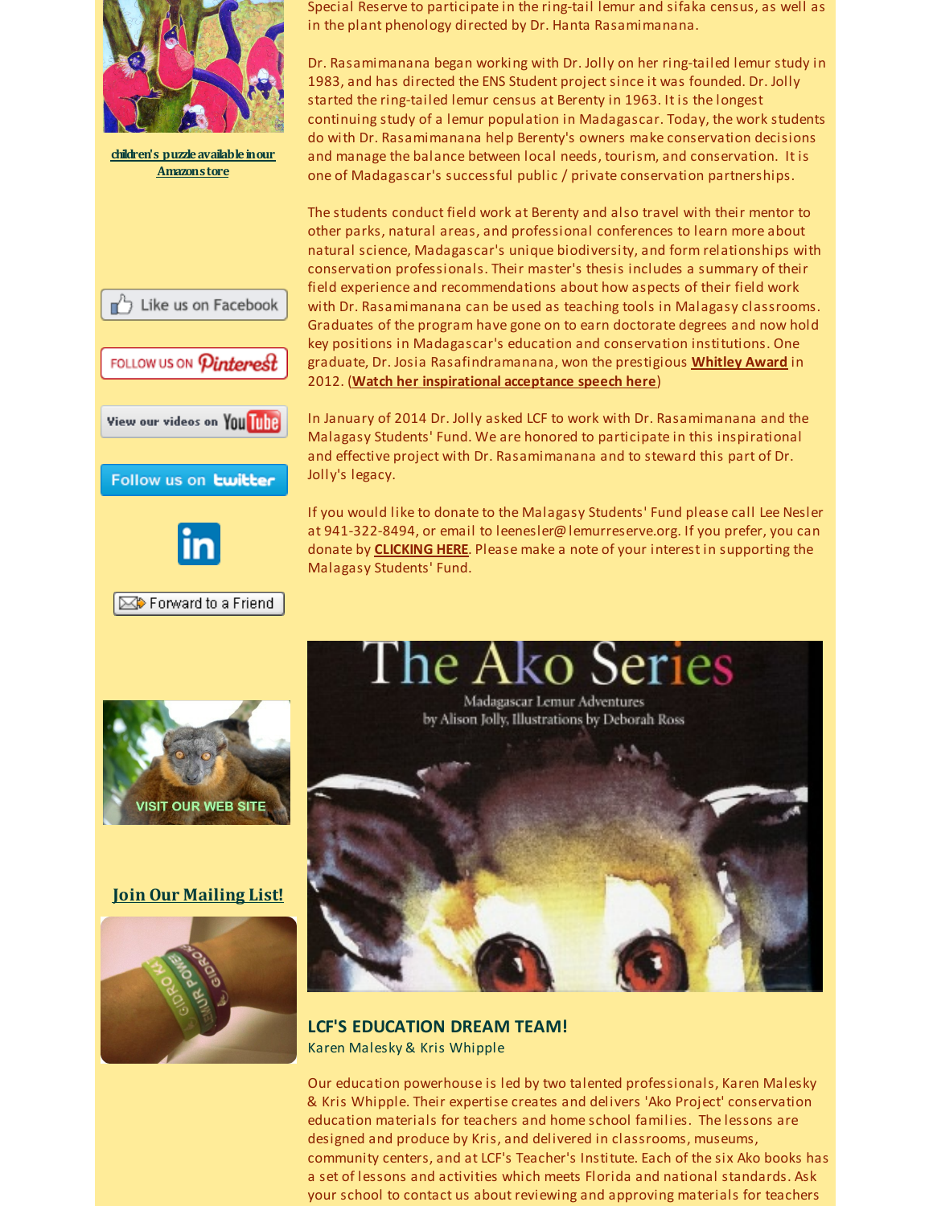children's puzzle available in our Amazon store

Like us on Facebook

FOLLOW US ON Pinterest

View our videos on YouTube

Follow us on twitter

Forward to a Friend

VISIT OUR WEB SITE

**Join Our Mailing List!**

Special Reserve to participate in the ring-tail lemur and sifaka census, as well as in the plant phenology directed by Dr. Hanta Rasamimanana.

Dr. Rasamimanana began working with Dr. Jolly on her ring-tailed lemur study in 1983, and has directed the ENS Student project since it was founded. Dr. Jolly started the ring-tailed lemur census at Berenty in 1963. It is the longest continuing study of a lemur population in Madagascar. Today, the work students do with Dr. Rasamimanana help Berenty's owners make conservation decisions and manage the balance between local needs, tourism, and conservation. It is one of Madagascar's successful public / private conservation partnerships.

The students conduct field work at Berenty and also travel with their mentor to other parks, natural areas, and professional conferences to learn more about natural science, Madagascar's unique biodiversity, and form relationships with conservation professionals. Their master's thesis includes a summary of their field experience and recommendations about how aspects of their field work with Dr. Rasamimanana can be used as teaching tools in Malagasy classrooms. Graduates of the program have gone on to earn doctorate degrees and now hold key positions in Madagascar's education and conservation institutions. One graduate, Dr. Josia Rasafindramanana, won the prestigious **Whitley Award** in 2012. (**Watch her inspirational acceptance speech here**)

In January of 2014 Dr. Jolly asked LCF to work with Dr. Rasamimanana and the Malagasy Students' Fund. We are honored to participate in this inspirational and effective project with Dr. Rasamimanana and to steward this part of Dr. Jolly's legacy.

If you would like to donate to the Malagasy Students' Fund please call Lee Nesler at 941-322-8494, or email to leenesler@lemurreserve.org. If you prefer, you can donate by **CLICKING HERE**. Please make a note of your interest in supporting the Malagasy Students' Fund.

The Ako Series

Madagascar Lemur Adventures by Alison Jolly, Illustrations by Deborah Ross

## LCF'S EDUCATION DREAM TEAM!

Karen Malesky & Kris Whipple

Our education powerhouse is led by two talented professionals, Karen Malesky & Kris Whipple. Their expertise creates and delivers 'Ako Project' conservation education materials for teachers and home school families. The lessons are designed and produce by Kris, and delivered in classrooms, museums, community centers, and at LCF's Teacher's Institute. Each of the six Ako books has a set of lessons and activities which meets Florida and national standards. Ask your school to contact us about reviewing and approving materials for teachers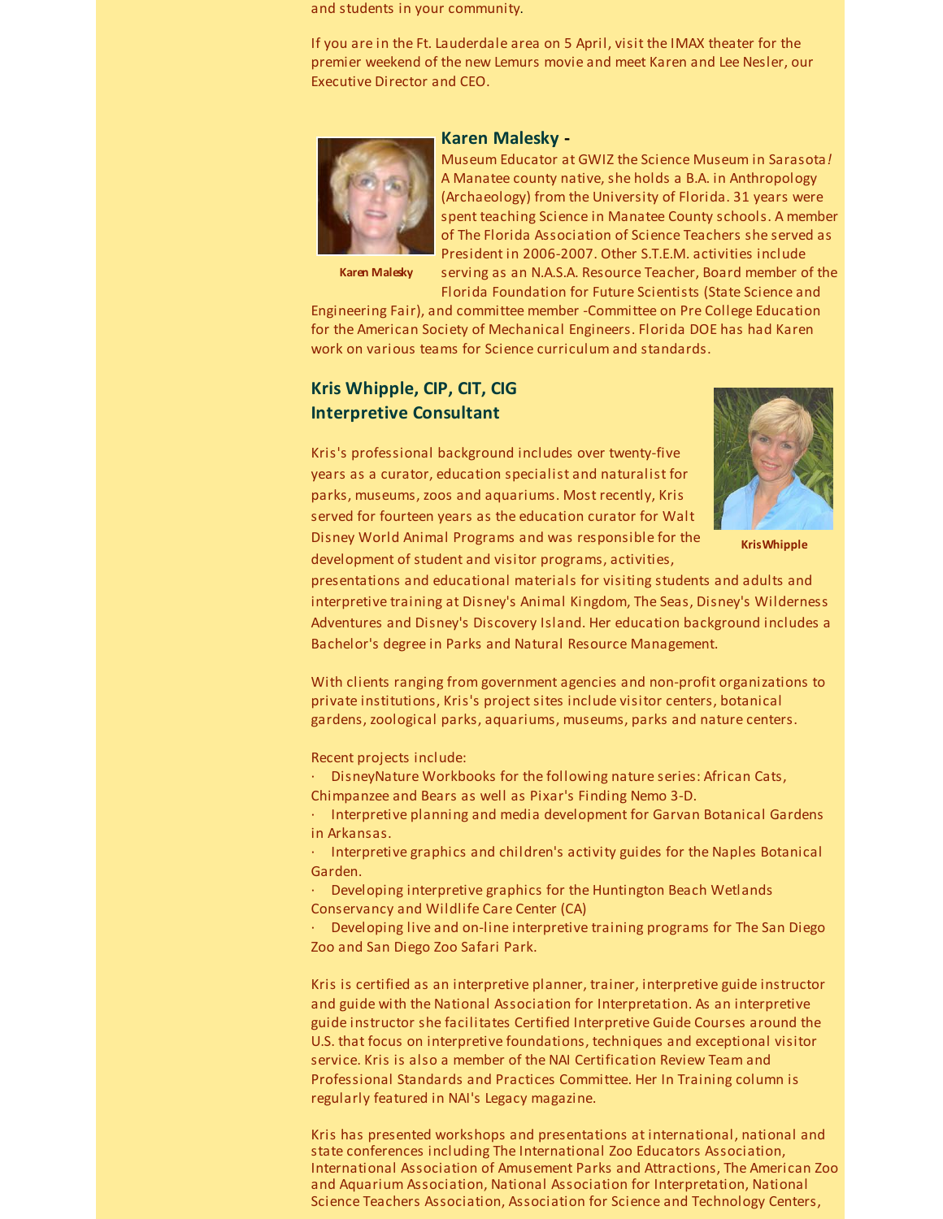and students in your community.

If you are in the Ft. Lauderdale area on 5 April, visit the IMAX theater for the premier weekend of the new Lemurs movie and meet Karen and Lee Nesler, our Executive Director and CEO.

### Karen Malesky -

Karen Malesky

Museum Educator at GWIZ the Science Museum in Sarasota*!* A Manatee county native, she holds a B.A. in Anthropology (Archaeology) from the University of Florida. 31 years were spent teaching Science in Manatee County schools. A member of The Florida Association of Science Teachers she served as President in 2006-2007. Other S.T.E.M. activities include serving as an N.A.S.A. Resource Teacher, Board member of the Florida Foundation for Future Scientists (State Science and Engineering Fair), and committee member -Committee on Pre College Education for the American Society of Mechanical Engineers. Florida DOE has had Karen work on various teams for Science curriculum and standards.

### Kris Whipple, CIP, CIT, CIG
### Interpretive Consultant

Kris Whipple

Kris's professional background includes over twenty-five years as a curator, education specialist and naturalist for parks, museums, zoos and aquariums. Most recently, Kris served for fourteen years as the education curator for Walt Disney World Animal Programs and was responsible for the development of student and visitor programs, activities, presentations and educational materials for visiting students and adults and interpretive training at Disney's Animal Kingdom, The Seas, Disney's Wilderness Adventures and Disney's Discovery Island. Her education background includes a Bachelor's degree in Parks and Natural Resource Management.

With clients ranging from government agencies and non-profit organizations to private institutions, Kris's project sites include visitor centers, botanical gardens, zoological parks, aquariums, museums, parks and nature centers.

Recent projects include:

- DisneyNature Workbooks for the following nature series: African Cats, Chimpanzee and Bears as well as Pixar's Finding Nemo 3-D.
- Interpretive planning and media development for Garvan Botanical Gardens in Arkansas.
- Interpretive graphics and children's activity guides for the Naples Botanical Garden.
- Developing interpretive graphics for the Huntington Beach Wetlands Conservancy and Wildlife Care Center (CA)
- Developing live and on-line interpretive training programs for The San Diego Zoo and San Diego Zoo Safari Park.

Kris is certified as an interpretive planner, trainer, interpretive guide instructor and guide with the National Association for Interpretation. As an interpretive guide instructor she facilitates Certified Interpretive Guide Courses around the U.S. that focus on interpretive foundations, techniques and exceptional visitor service. Kris is also a member of the NAI Certification Review Team and Professional Standards and Practices Committee. Her In Training column is regularly featured in NAI's Legacy magazine.

Kris has presented workshops and presentations at international, national and state conferences including The International Zoo Educators Association, International Association of Amusement Parks and Attractions, The American Zoo and Aquarium Association, National Association for Interpretation, National Science Teachers Association, Association for Science and Technology Centers,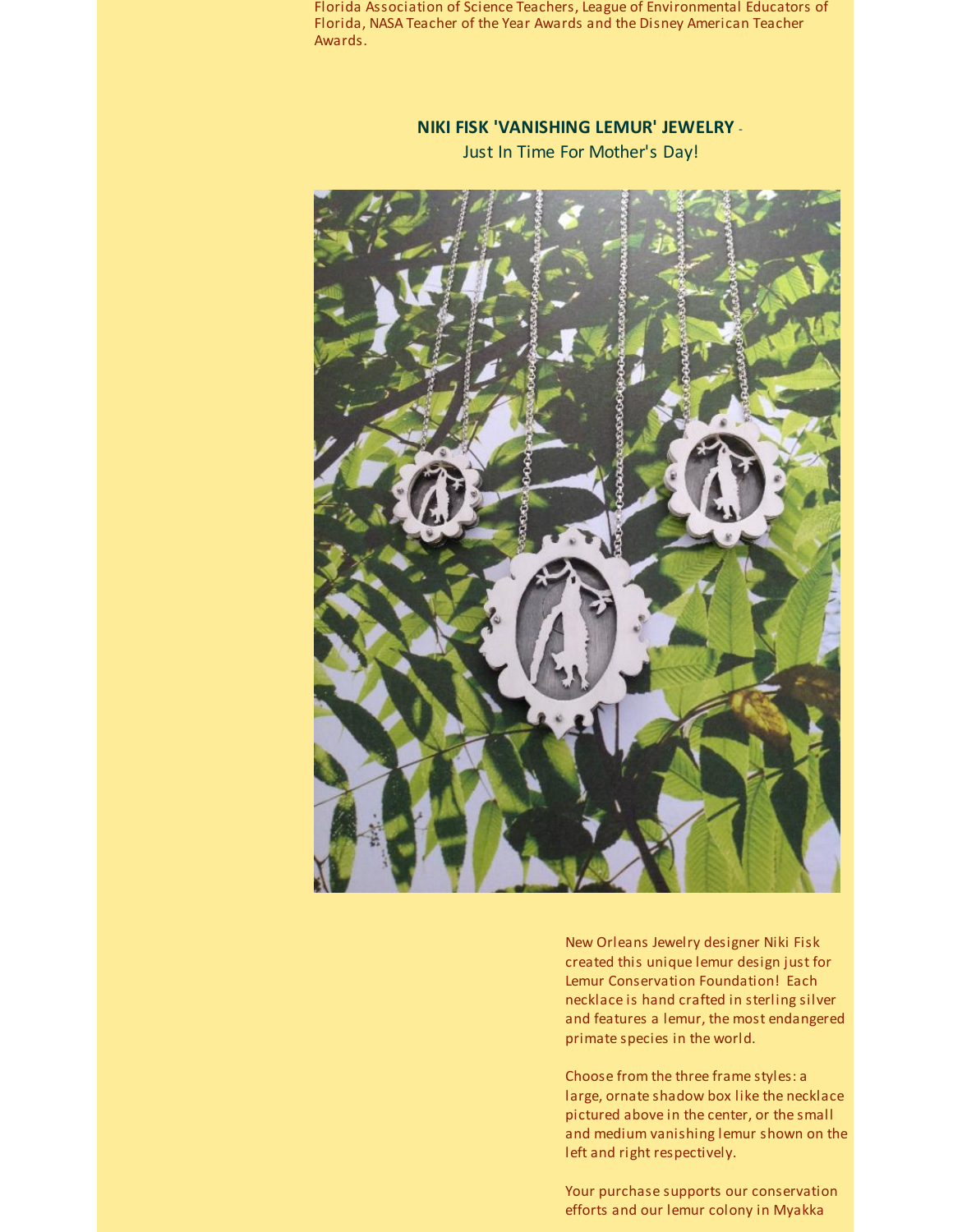Florida Association of Science Teachers, League of Environmental Educators of Florida, NASA Teacher of the Year Awards and the Disney American Teacher Awards.

**NIKI FISK 'VANISHING LEMUR' JEWELRY** - Just In Time For Mother's Day!

New Orleans Jewelry designer Niki Fisk created this unique lemur design just for Lemur Conservation Foundation! Each necklace is hand crafted in sterling silver and features a lemur, the most endangered primate species in the world.

Choose from the three frame styles: a large, ornate shadow box like the necklace pictured above in the center, or the small and medium vanishing lemur shown on the left and right respectively.

Your purchase supports our conservation efforts and our lemur colony in Myakka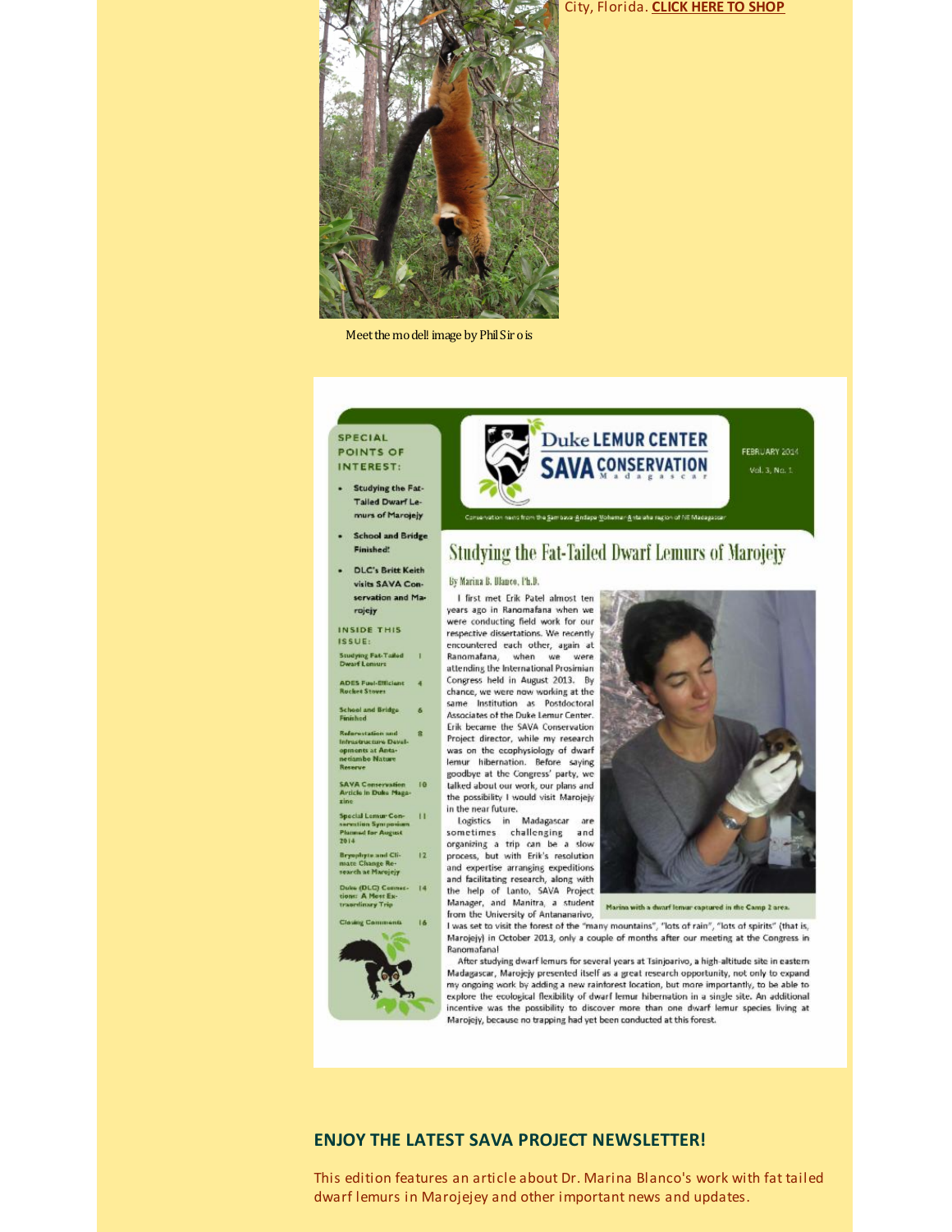City, Florida. **CLICK HERE TO SHOP**

Meet the model! image by Phil Sirois

**SPECIAL POINTS OF INTEREST:**

- Studying the Fat-Tailed Dwarf Lemurs of Marojejy
- School and Bridge Finished!
- DLC's Britt Keith visits SAVA Conservation and Marojejy

**INSIDE THIS ISSUE:**

| | |
|---|---|
| Studying Fat-Tailed Dwarf Lemurs | 1 |
| ADES Fuel-Efficient Rocket Stoves | 4 |
| School and Bridge Finished | 6 |
| Reforestation and Infrastructure Developments at Antanetiambo Nature Reserve | 8 |
| SAVA Conservation Article in Duke Magazine | 10 |
| Special Lemur Conservation Symposium Planned for August 2014 | 11 |
| Bryophyte and Climate Change Research at Marojejy | 12 |
| Duke (DLC) Connections: A Most Extraordinary Trip | 14 |
| Closing Comments | 16 |

Duke LEMUR CENTER SAVA CONSERVATION Madagascar

FEBRUARY 2014 Vol. 3, No. 1

Conservation news from the Sambava-Andapa-Vohemar-Antalaha region of NE Madagascar

## Studying the Fat-Tailed Dwarf Lemurs of Marojejy

By Marina B. Blanco, Ph.D.

I first met Erik Patel almost ten years ago in Ranomafana when we were conducting field work for our respective dissertations. We recently encountered each other, again at Ranomafana, when we were attending the International Prosimian Congress held in August 2013. By chance, we were now working at the same Institution as Postdoctoral Associates of the Duke Lemur Center. Erik became the SAVA Conservation Project director, while my research was on the ecophysiology of dwarf lemur hibernation. Before saying goodbye at the Congress' party, we talked about our work, our plans and the possibility I would visit Marojejy in the near future.

Logistics in Madagascar are sometimes challenging and organizing a trip can be a slow process, but with Erik's resolution and expertise arranging expeditions and facilitating research, along with the help of Lanto, SAVA Project Manager, and Manitra, a student from the University of Antananarivo, I was set to visit the forest of the "many mountains", "lots of rain", "lots of spirits" (that is, Marojejy) in October 2013, only a couple of months after our meeting at the Congress in Ranomafana!

Marina with a dwarf lemur captured in the Camp 2 area.

After studying dwarf lemurs for several years at Tsinjoarivo, a high-altitude site in eastern Madagascar, Marojejy presented itself as a great research opportunity, not only to expand my ongoing work by adding a new rainforest location, but more importantly, to be able to explore the ecological flexibility of dwarf lemur hibernation in a single site. An additional incentive was the possibility to discover more than one dwarf lemur species living at Marojejy, because no trapping had yet been conducted at this forest.

### ENJOY THE LATEST SAVA PROJECT NEWSLETTER!

This edition features an article about Dr. Marina Blanco's work with fat tailed dwarf lemurs in Marojejey and other important news and updates.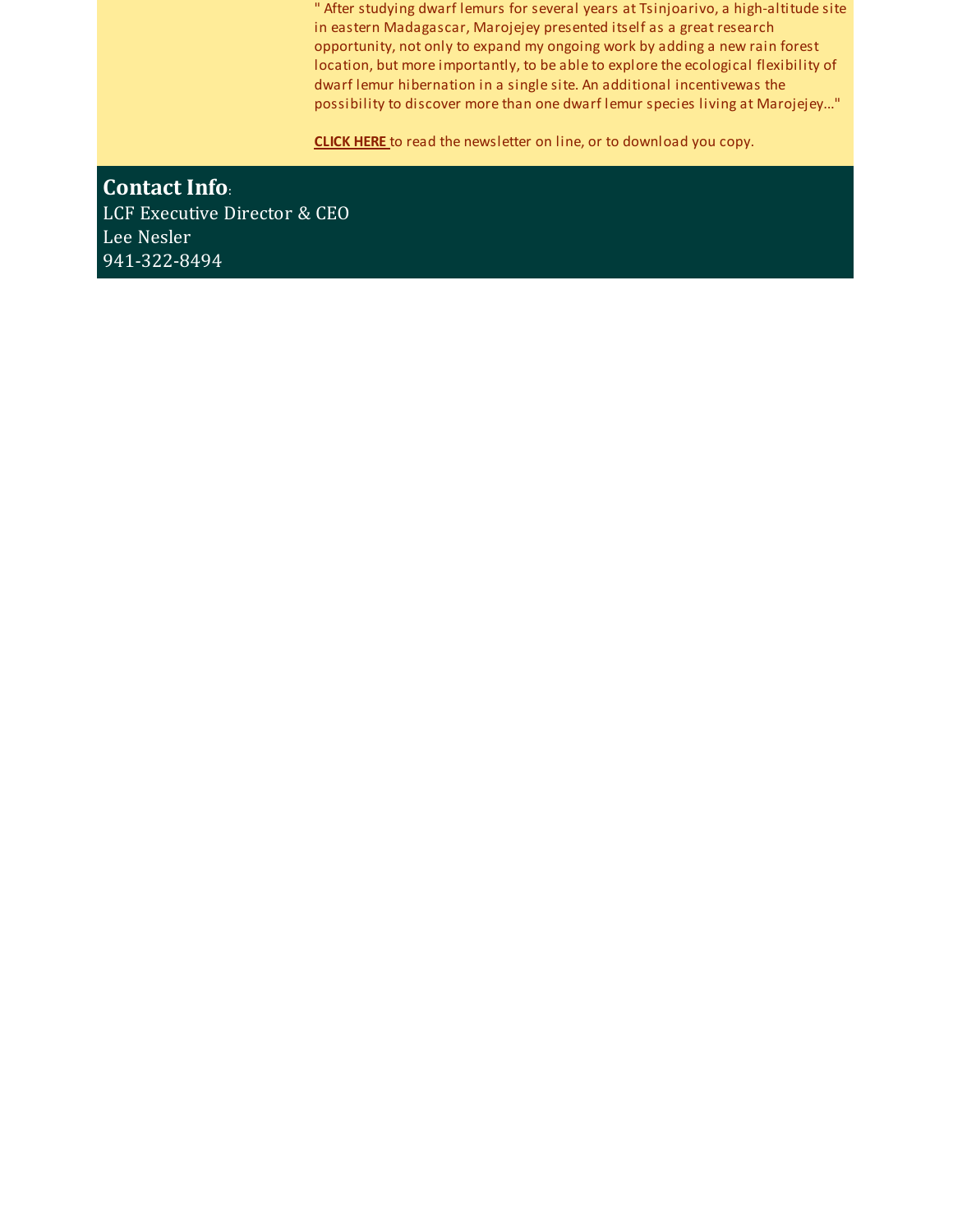" After studying dwarf lemurs for several years at Tsinjoarivo, a high-altitude site in eastern Madagascar, Marojejey presented itself as a great research opportunity, not only to expand my ongoing work by adding a new rain forest location, but more importantly, to be able to explore the ecological flexibility of dwarf lemur hibernation in a single site. An additional incentivewas the possibility to discover more than one dwarf lemur species living at Marojejey..."

**CLICK HERE** to read the newsletter on line, or to download you copy.

**Contact Info**:
LCF Executive Director & CEO
Lee Nesler
941-322-8494